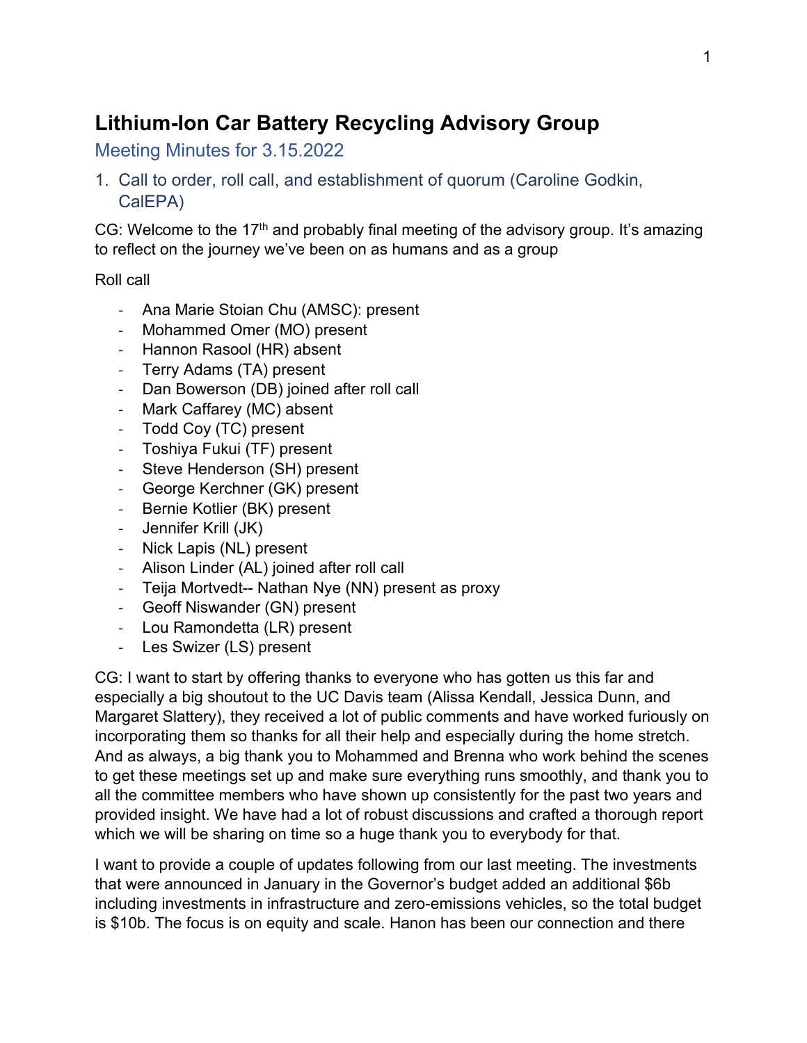# Lithium-Ion Car Battery Recycling Advisory Group

## Meeting Minutes for 3.15.2022

### 1. Call to order, roll call, and establishment of quorum (Caroline Godkin, CalEPA)

CG: Welcome to the 17th and probably final meeting of the advisory group. It's amazing to reflect on the journey we've been on as humans and as a group

Roll call

- Ana Marie Stoian Chu (AMSC): present
- Mohammed Omer (MO) present
- Hannon Rasool (HR) absent
- Terry Adams (TA) present
- Dan Bowerson (DB) joined after roll call
- Mark Caffarey (MC) absent
- Todd Coy (TC) present
- Toshiya Fukui (TF) present
- Steve Henderson (SH) present
- George Kerchner (GK) present
- Bernie Kotlier (BK) present
- Jennifer Krill (JK)
- Nick Lapis (NL) present
- Alison Linder (AL) joined after roll call
- Teija Mortvedt-- Nathan Nye (NN) present as proxy
- Geoff Niswander (GN) present
- Lou Ramondetta (LR) present
- Les Swizer (LS) present

CG: I want to start by offering thanks to everyone who has gotten us this far and especially a big shoutout to the UC Davis team (Alissa Kendall, Jessica Dunn, and Margaret Slattery), they received a lot of public comments and have worked furiously on incorporating them so thanks for all their help and especially during the home stretch. And as always, a big thank you to Mohammed and Brenna who work behind the scenes to get these meetings set up and make sure everything runs smoothly, and thank you to all the committee members who have shown up consistently for the past two years and provided insight. We have had a lot of robust discussions and crafted a thorough report which we will be sharing on time so a huge thank you to everybody for that.

I want to provide a couple of updates following from our last meeting. The investments that were announced in January in the Governor's budget added an additional $6b including investments in infrastructure and zero-emissions vehicles, so the total budget is $10b. The focus is on equity and scale. Hanon has been our connection and there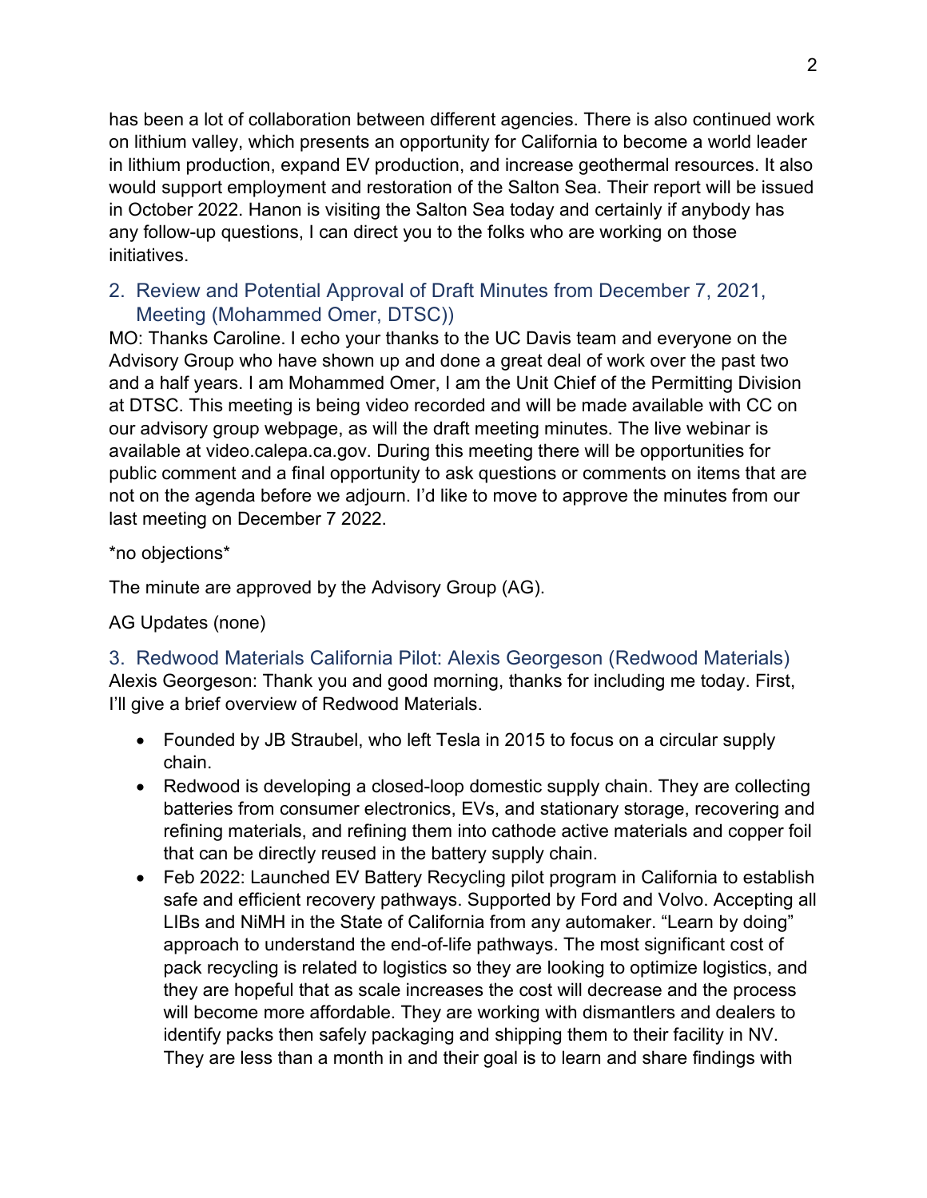has been a lot of collaboration between different agencies. There is also continued work on lithium valley, which presents an opportunity for California to become a world leader in lithium production, expand EV production, and increase geothermal resources. It also would support employment and restoration of the Salton Sea. Their report will be issued in October 2022. Hanon is visiting the Salton Sea today and certainly if anybody has any follow-up questions, I can direct you to the folks who are working on those initiatives.

## 2. Review and Potential Approval of Draft Minutes from December 7, 2021, Meeting (Mohammed Omer, DTSC))

MO: Thanks Caroline. I echo your thanks to the UC Davis team and everyone on the Advisory Group who have shown up and done a great deal of work over the past two and a half years. I am Mohammed Omer, I am the Unit Chief of the Permitting Division at DTSC. This meeting is being video recorded and will be made available with CC on our advisory group webpage, as will the draft meeting minutes. The live webinar is available at video.calepa.ca.gov. During this meeting there will be opportunities for public comment and a final opportunity to ask questions or comments on items that are not on the agenda before we adjourn. I'd like to move to approve the minutes from our last meeting on December 7 2022.

*no objections*

The minute are approved by the Advisory Group (AG).

AG Updates (none)

## 3. Redwood Materials California Pilot: Alexis Georgeson (Redwood Materials)

Alexis Georgeson: Thank you and good morning, thanks for including me today. First, I'll give a brief overview of Redwood Materials.

- Founded by JB Straubel, who left Tesla in 2015 to focus on a circular supply chain.
- Redwood is developing a closed-loop domestic supply chain. They are collecting batteries from consumer electronics, EVs, and stationary storage, recovering and refining materials, and refining them into cathode active materials and copper foil that can be directly reused in the battery supply chain.
- Feb 2022: Launched EV Battery Recycling pilot program in California to establish safe and efficient recovery pathways. Supported by Ford and Volvo. Accepting all LIBs and NiMH in the State of California from any automaker. "Learn by doing" approach to understand the end-of-life pathways. The most significant cost of pack recycling is related to logistics so they are looking to optimize logistics, and they are hopeful that as scale increases the cost will decrease and the process will become more affordable. They are working with dismantlers and dealers to identify packs then safely packaging and shipping them to their facility in NV. They are less than a month in and their goal is to learn and share findings with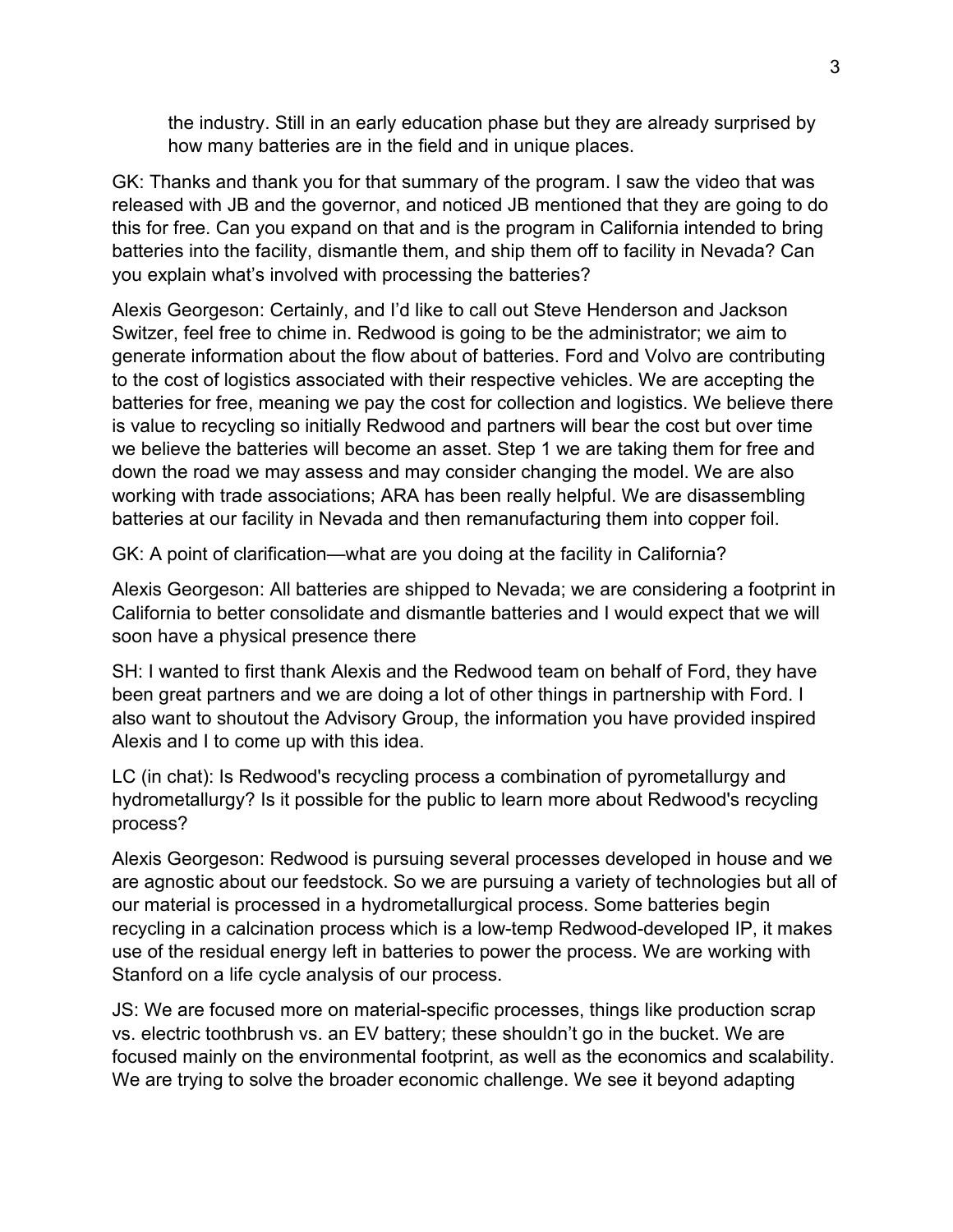the industry. Still in an early education phase but they are already surprised by how many batteries are in the field and in unique places.

GK: Thanks and thank you for that summary of the program. I saw the video that was released with JB and the governor, and noticed JB mentioned that they are going to do this for free. Can you expand on that and is the program in California intended to bring batteries into the facility, dismantle them, and ship them off to facility in Nevada? Can you explain what's involved with processing the batteries?

Alexis Georgeson: Certainly, and I'd like to call out Steve Henderson and Jackson Switzer, feel free to chime in. Redwood is going to be the administrator; we aim to generate information about the flow about of batteries. Ford and Volvo are contributing to the cost of logistics associated with their respective vehicles. We are accepting the batteries for free, meaning we pay the cost for collection and logistics. We believe there is value to recycling so initially Redwood and partners will bear the cost but over time we believe the batteries will become an asset. Step 1 we are taking them for free and down the road we may assess and may consider changing the model. We are also working with trade associations; ARA has been really helpful. We are disassembling batteries at our facility in Nevada and then remanufacturing them into copper foil.

GK: A point of clarification—what are you doing at the facility in California?

Alexis Georgeson: All batteries are shipped to Nevada; we are considering a footprint in California to better consolidate and dismantle batteries and I would expect that we will soon have a physical presence there

SH: I wanted to first thank Alexis and the Redwood team on behalf of Ford, they have been great partners and we are doing a lot of other things in partnership with Ford. I also want to shoutout the Advisory Group, the information you have provided inspired Alexis and I to come up with this idea.

LC (in chat): Is Redwood's recycling process a combination of pyrometallurgy and hydrometallurgy? Is it possible for the public to learn more about Redwood's recycling process?

Alexis Georgeson: Redwood is pursuing several processes developed in house and we are agnostic about our feedstock. So we are pursuing a variety of technologies but all of our material is processed in a hydrometallurgical process. Some batteries begin recycling in a calcination process which is a low-temp Redwood-developed IP, it makes use of the residual energy left in batteries to power the process. We are working with Stanford on a life cycle analysis of our process.

JS: We are focused more on material-specific processes, things like production scrap vs. electric toothbrush vs. an EV battery; these shouldn't go in the bucket. We are focused mainly on the environmental footprint, as well as the economics and scalability. We are trying to solve the broader economic challenge. We see it beyond adapting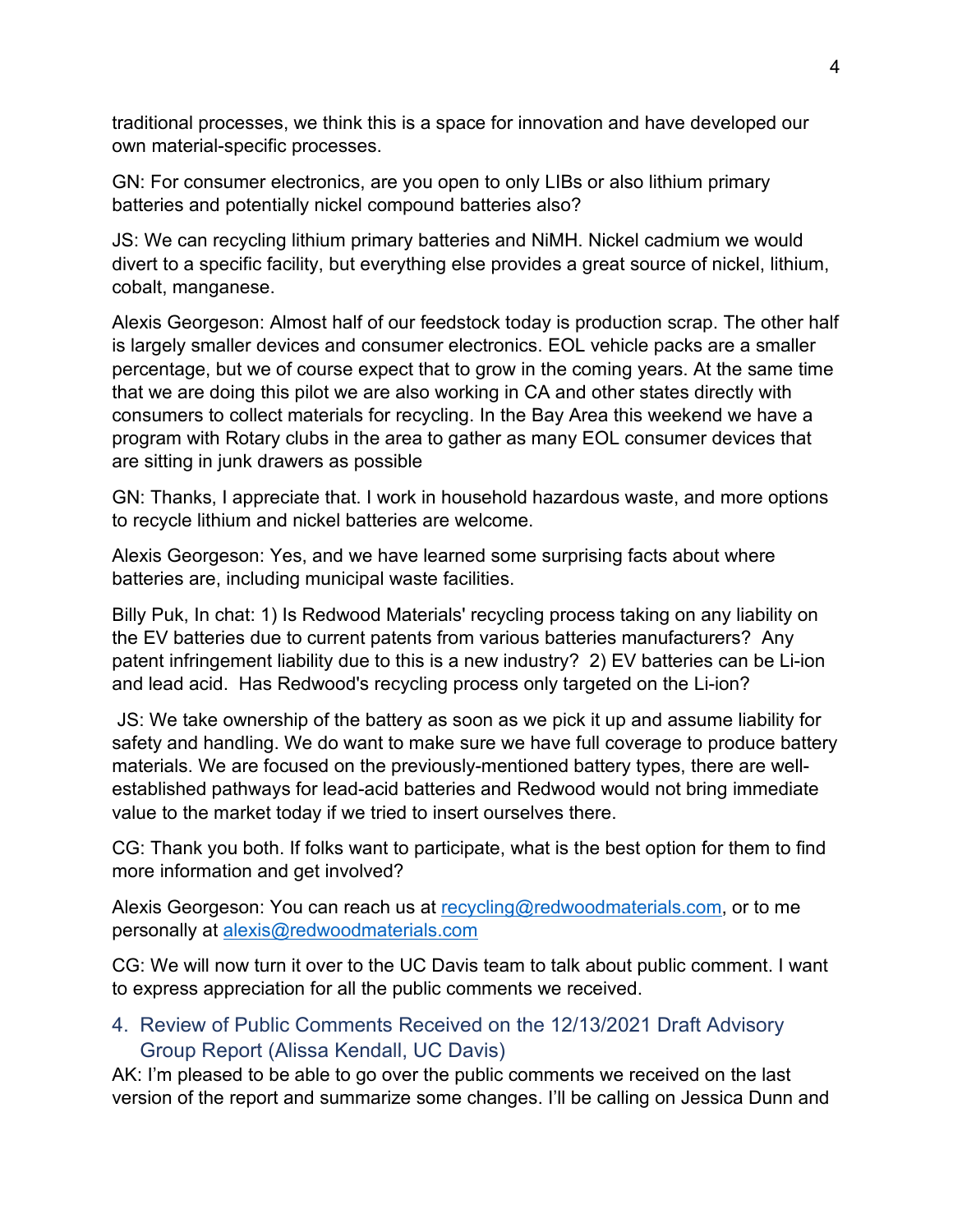traditional processes, we think this is a space for innovation and have developed our own material-specific processes.

GN: For consumer electronics, are you open to only LIBs or also lithium primary batteries and potentially nickel compound batteries also?

JS: We can recycling lithium primary batteries and NiMH. Nickel cadmium we would divert to a specific facility, but everything else provides a great source of nickel, lithium, cobalt, manganese.

Alexis Georgeson: Almost half of our feedstock today is production scrap. The other half is largely smaller devices and consumer electronics. EOL vehicle packs are a smaller percentage, but we of course expect that to grow in the coming years. At the same time that we are doing this pilot we are also working in CA and other states directly with consumers to collect materials for recycling. In the Bay Area this weekend we have a program with Rotary clubs in the area to gather as many EOL consumer devices that are sitting in junk drawers as possible

GN: Thanks, I appreciate that. I work in household hazardous waste, and more options to recycle lithium and nickel batteries are welcome.

Alexis Georgeson: Yes, and we have learned some surprising facts about where batteries are, including municipal waste facilities.

Billy Puk, In chat: 1) Is Redwood Materials' recycling process taking on any liability on the EV batteries due to current patents from various batteries manufacturers? Any patent infringement liability due to this is a new industry? 2) EV batteries can be Li-ion and lead acid. Has Redwood's recycling process only targeted on the Li-ion?

JS: We take ownership of the battery as soon as we pick it up and assume liability for safety and handling. We do want to make sure we have full coverage to produce battery materials. We are focused on the previously-mentioned battery types, there are well-established pathways for lead-acid batteries and Redwood would not bring immediate value to the market today if we tried to insert ourselves there.

CG: Thank you both. If folks want to participate, what is the best option for them to find more information and get involved?

Alexis Georgeson: You can reach us at recycling@redwoodmaterials.com, or to me personally at alexis@redwoodmaterials.com

CG: We will now turn it over to the UC Davis team to talk about public comment. I want to express appreciation for all the public comments we received.

## 4. Review of Public Comments Received on the 12/13/2021 Draft Advisory Group Report (Alissa Kendall, UC Davis)

AK: I'm pleased to be able to go over the public comments we received on the last version of the report and summarize some changes. I'll be calling on Jessica Dunn and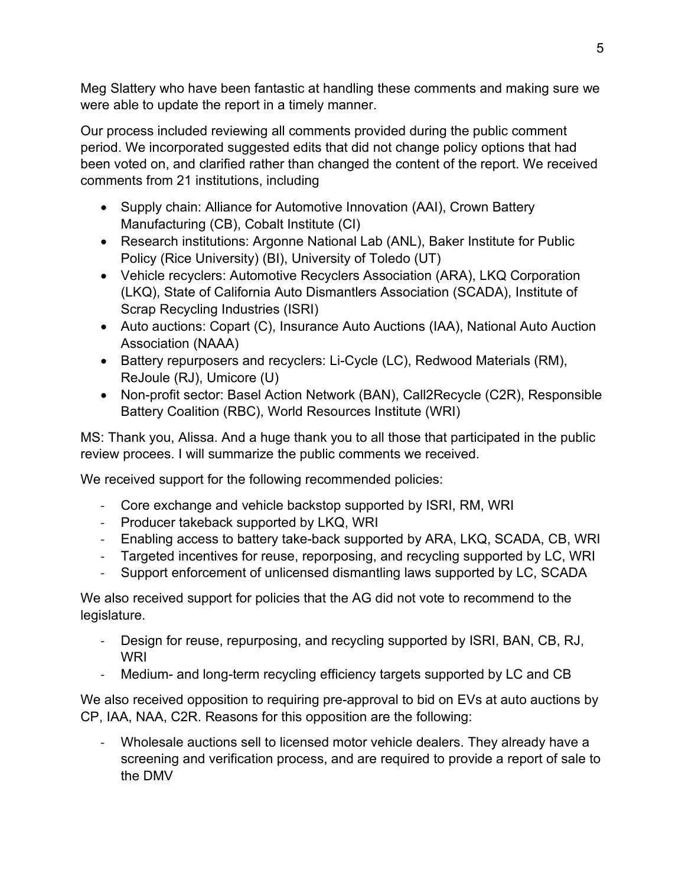Meg Slattery who have been fantastic at handling these comments and making sure we were able to update the report in a timely manner.

Our process included reviewing all comments provided during the public comment period. We incorporated suggested edits that did not change policy options that had been voted on, and clarified rather than changed the content of the report. We received comments from 21 institutions, including

- Supply chain: Alliance for Automotive Innovation (AAI), Crown Battery Manufacturing (CB), Cobalt Institute (CI)
- Research institutions: Argonne National Lab (ANL), Baker Institute for Public Policy (Rice University) (BI), University of Toledo (UT)
- Vehicle recyclers: Automotive Recyclers Association (ARA), LKQ Corporation (LKQ), State of California Auto Dismantlers Association (SCADA), Institute of Scrap Recycling Industries (ISRI)
- Auto auctions: Copart (C), Insurance Auto Auctions (IAA), National Auto Auction Association (NAAA)
- Battery repurposers and recyclers: Li-Cycle (LC), Redwood Materials (RM), ReJoule (RJ), Umicore (U)
- Non-profit sector: Basel Action Network (BAN), Call2Recycle (C2R), Responsible Battery Coalition (RBC), World Resources Institute (WRI)

MS: Thank you, Alissa. And a huge thank you to all those that participated in the public review procees. I will summarize the public comments we received.

We received support for the following recommended policies:

- Core exchange and vehicle backstop supported by ISRI, RM, WRI
- Producer takeback supported by LKQ, WRI
- Enabling access to battery take-back supported by ARA, LKQ, SCADA, CB, WRI
- Targeted incentives for reuse, reporposing, and recycling supported by LC, WRI
- Support enforcement of unlicensed dismantling laws supported by LC, SCADA

We also received support for policies that the AG did not vote to recommend to the legislature.

- Design for reuse, repurposing, and recycling supported by ISRI, BAN, CB, RJ, WRI
- Medium- and long-term recycling efficiency targets supported by LC and CB

We also received opposition to requiring pre-approval to bid on EVs at auto auctions by CP, IAA, NAA, C2R. Reasons for this opposition are the following:

- Wholesale auctions sell to licensed motor vehicle dealers. They already have a screening and verification process, and are required to provide a report of sale to the DMV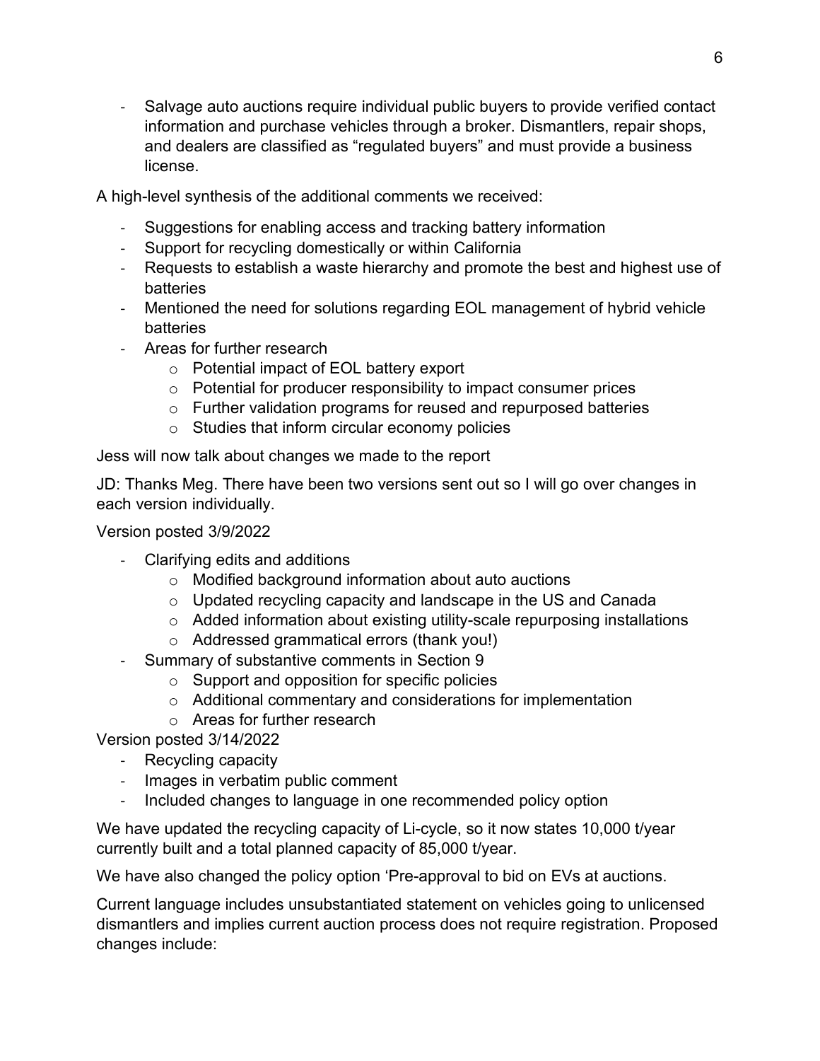- Salvage auto auctions require individual public buyers to provide verified contact information and purchase vehicles through a broker. Dismantlers, repair shops, and dealers are classified as "regulated buyers" and must provide a business license.

A high-level synthesis of the additional comments we received:

- Suggestions for enabling access and tracking battery information
- Support for recycling domestically or within California
- Requests to establish a waste hierarchy and promote the best and highest use of batteries
- Mentioned the need for solutions regarding EOL management of hybrid vehicle batteries
- Areas for further research
  - Potential impact of EOL battery export
  - Potential for producer responsibility to impact consumer prices
  - Further validation programs for reused and repurposed batteries
  - Studies that inform circular economy policies

Jess will now talk about changes we made to the report

JD: Thanks Meg. There have been two versions sent out so I will go over changes in each version individually.

Version posted 3/9/2022

- Clarifying edits and additions
  - Modified background information about auto auctions
  - Updated recycling capacity and landscape in the US and Canada
  - Added information about existing utility-scale repurposing installations
  - Addressed grammatical errors (thank you!)
- Summary of substantive comments in Section 9
  - Support and opposition for specific policies
  - Additional commentary and considerations for implementation
  - Areas for further research

Version posted 3/14/2022

- Recycling capacity
- Images in verbatim public comment
- Included changes to language in one recommended policy option

We have updated the recycling capacity of Li-cycle, so it now states 10,000 t/year currently built and a total planned capacity of 85,000 t/year.

We have also changed the policy option 'Pre-approval to bid on EVs at auctions.

Current language includes unsubstantiated statement on vehicles going to unlicensed dismantlers and implies current auction process does not require registration. Proposed changes include: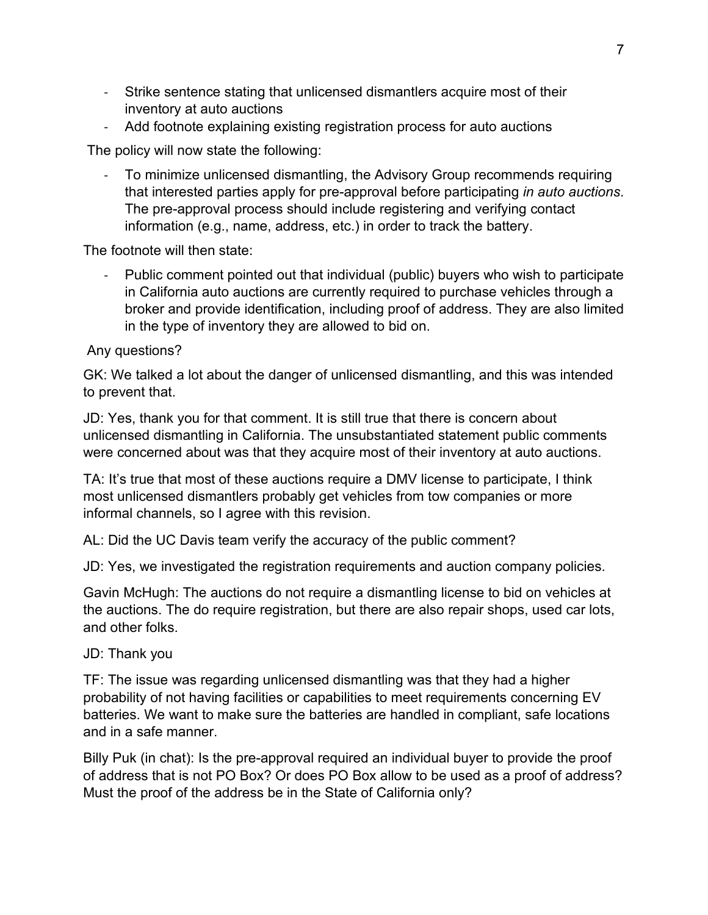- Strike sentence stating that unlicensed dismantlers acquire most of their inventory at auto auctions
- Add footnote explaining existing registration process for auto auctions

The policy will now state the following:

- To minimize unlicensed dismantling, the Advisory Group recommends requiring that interested parties apply for pre-approval before participating *in auto auctions*. The pre-approval process should include registering and verifying contact information (e.g., name, address, etc.) in order to track the battery.

The footnote will then state:

- Public comment pointed out that individual (public) buyers who wish to participate in California auto auctions are currently required to purchase vehicles through a broker and provide identification, including proof of address. They are also limited in the type of inventory they are allowed to bid on.

Any questions?

GK: We talked a lot about the danger of unlicensed dismantling, and this was intended to prevent that.

JD: Yes, thank you for that comment. It is still true that there is concern about unlicensed dismantling in California. The unsubstantiated statement public comments were concerned about was that they acquire most of their inventory at auto auctions.

TA: It's true that most of these auctions require a DMV license to participate, I think most unlicensed dismantlers probably get vehicles from tow companies or more informal channels, so I agree with this revision.

AL: Did the UC Davis team verify the accuracy of the public comment?

JD: Yes, we investigated the registration requirements and auction company policies.

Gavin McHugh: The auctions do not require a dismantling license to bid on vehicles at the auctions. The do require registration, but there are also repair shops, used car lots, and other folks.

JD: Thank you

TF: The issue was regarding unlicensed dismantling was that they had a higher probability of not having facilities or capabilities to meet requirements concerning EV batteries. We want to make sure the batteries are handled in compliant, safe locations and in a safe manner.

Billy Puk (in chat): Is the pre-approval required an individual buyer to provide the proof of address that is not PO Box? Or does PO Box allow to be used as a proof of address? Must the proof of the address be in the State of California only?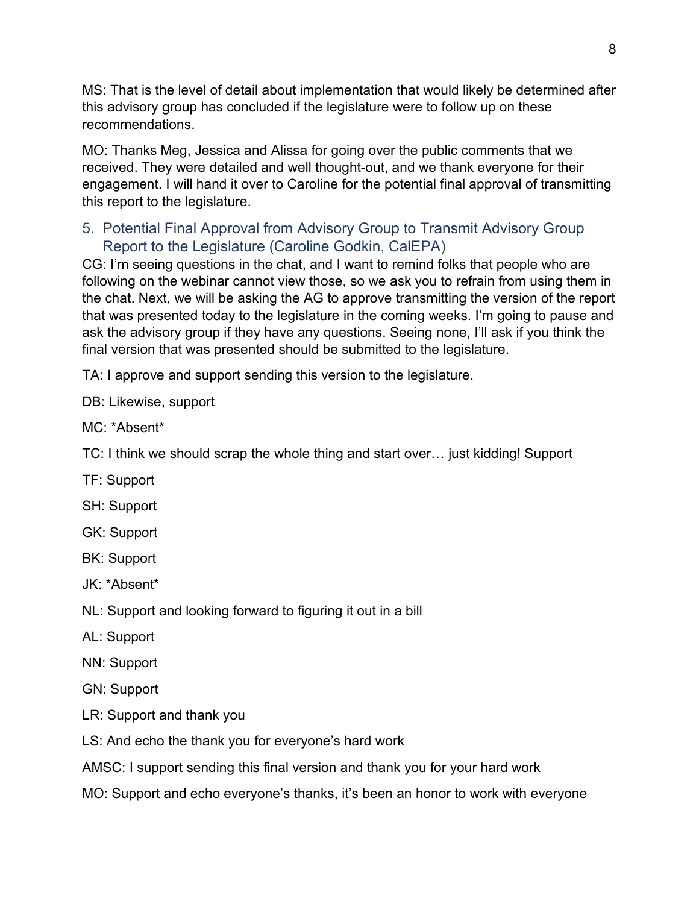MS: That is the level of detail about implementation that would likely be determined after this advisory group has concluded if the legislature were to follow up on these recommendations.

MO: Thanks Meg, Jessica and Alissa for going over the public comments that we received. They were detailed and well thought-out, and we thank everyone for their engagement. I will hand it over to Caroline for the potential final approval of transmitting this report to the legislature.

## 5. Potential Final Approval from Advisory Group to Transmit Advisory Group Report to the Legislature (Caroline Godkin, CalEPA)

CG: I'm seeing questions in the chat, and I want to remind folks that people who are following on the webinar cannot view those, so we ask you to refrain from using them in the chat. Next, we will be asking the AG to approve transmitting the version of the report that was presented today to the legislature in the coming weeks. I'm going to pause and ask the advisory group if they have any questions. Seeing none, I'll ask if you think the final version that was presented should be submitted to the legislature.

TA: I approve and support sending this version to the legislature.

DB: Likewise, support

MC: *Absent*

TC: I think we should scrap the whole thing and start over… just kidding! Support

TF: Support

SH: Support

GK: Support

BK: Support

JK: *Absent*

NL: Support and looking forward to figuring it out in a bill

AL: Support

NN: Support

GN: Support

LR: Support and thank you

LS: And echo the thank you for everyone's hard work

AMSC: I support sending this final version and thank you for your hard work

MO: Support and echo everyone's thanks, it's been an honor to work with everyone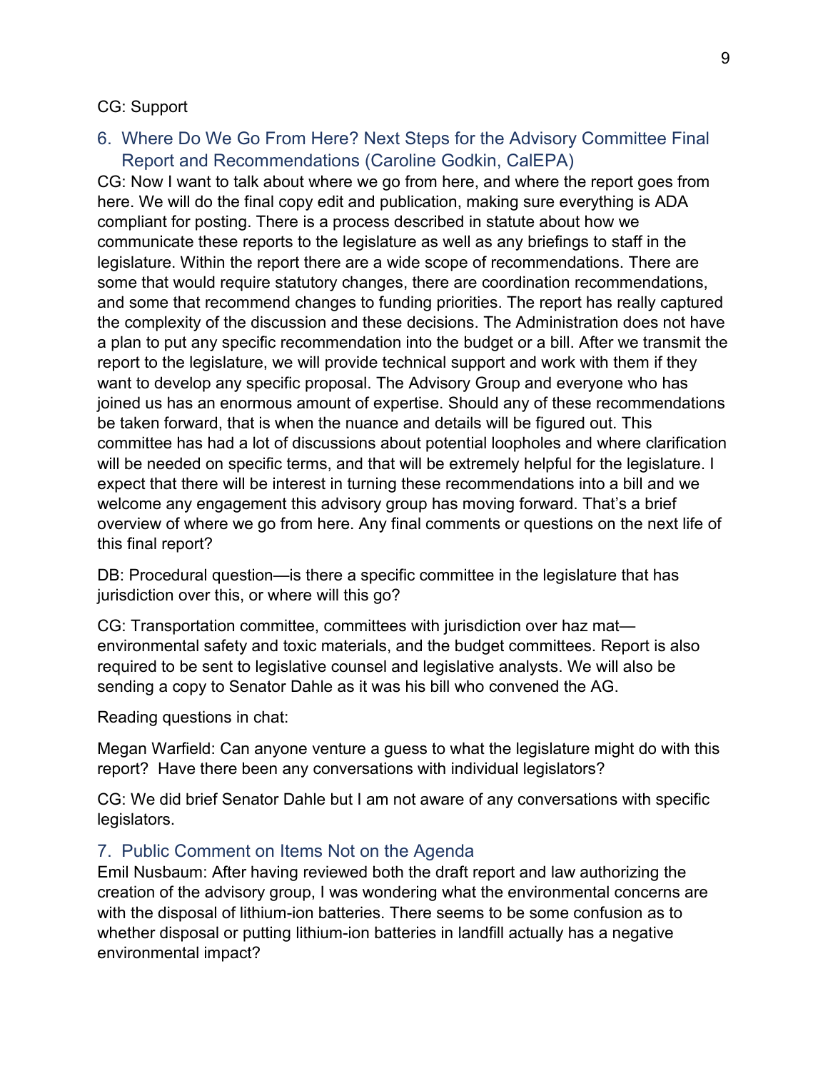CG: Support

## 6. Where Do We Go From Here? Next Steps for the Advisory Committee Final Report and Recommendations (Caroline Godkin, CalEPA)

CG: Now I want to talk about where we go from here, and where the report goes from here. We will do the final copy edit and publication, making sure everything is ADA compliant for posting. There is a process described in statute about how we communicate these reports to the legislature as well as any briefings to staff in the legislature. Within the report there are a wide scope of recommendations. There are some that would require statutory changes, there are coordination recommendations, and some that recommend changes to funding priorities. The report has really captured the complexity of the discussion and these decisions. The Administration does not have a plan to put any specific recommendation into the budget or a bill. After we transmit the report to the legislature, we will provide technical support and work with them if they want to develop any specific proposal. The Advisory Group and everyone who has joined us has an enormous amount of expertise. Should any of these recommendations be taken forward, that is when the nuance and details will be figured out. This committee has had a lot of discussions about potential loopholes and where clarification will be needed on specific terms, and that will be extremely helpful for the legislature. I expect that there will be interest in turning these recommendations into a bill and we welcome any engagement this advisory group has moving forward. That's a brief overview of where we go from here. Any final comments or questions on the next life of this final report?

DB: Procedural question—is there a specific committee in the legislature that has jurisdiction over this, or where will this go?

CG: Transportation committee, committees with jurisdiction over haz mat—environmental safety and toxic materials, and the budget committees. Report is also required to be sent to legislative counsel and legislative analysts. We will also be sending a copy to Senator Dahle as it was his bill who convened the AG.

Reading questions in chat:

Megan Warfield: Can anyone venture a guess to what the legislature might do with this report? Have there been any conversations with individual legislators?

CG: We did brief Senator Dahle but I am not aware of any conversations with specific legislators.

## 7. Public Comment on Items Not on the Agenda

Emil Nusbaum: After having reviewed both the draft report and law authorizing the creation of the advisory group, I was wondering what the environmental concerns are with the disposal of lithium-ion batteries. There seems to be some confusion as to whether disposal or putting lithium-ion batteries in landfill actually has a negative environmental impact?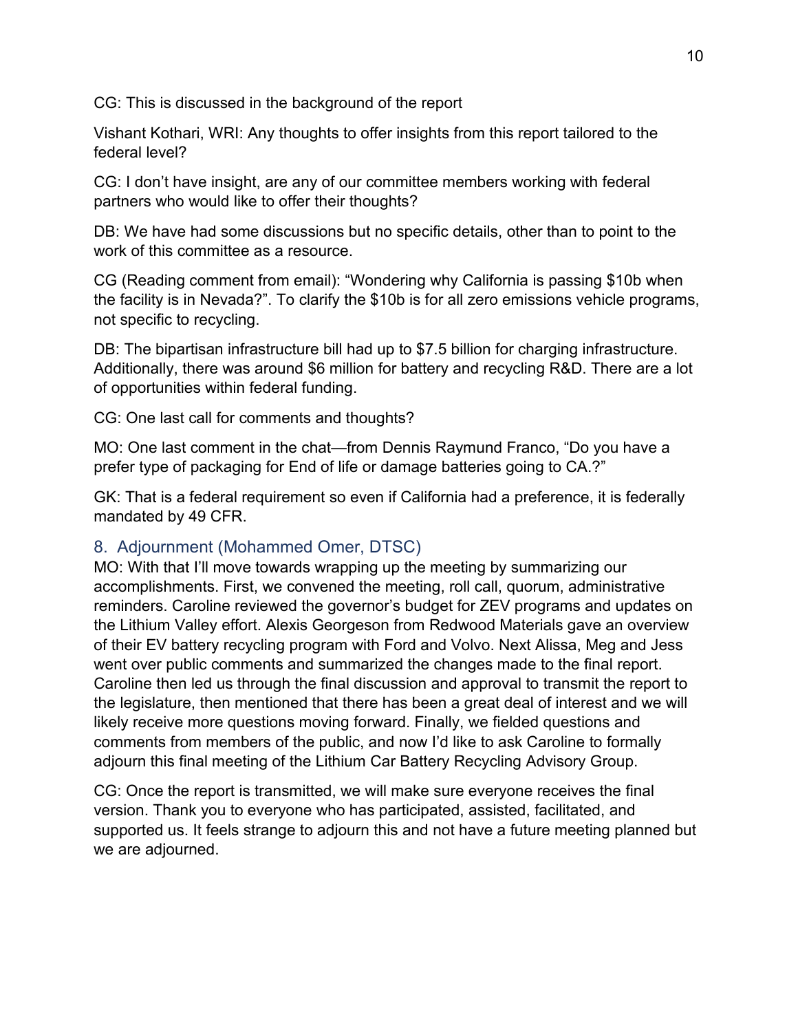CG: This is discussed in the background of the report

Vishant Kothari, WRI: Any thoughts to offer insights from this report tailored to the federal level?

CG: I don't have insight, are any of our committee members working with federal partners who would like to offer their thoughts?

DB: We have had some discussions but no specific details, other than to point to the work of this committee as a resource.

CG (Reading comment from email): "Wondering why California is passing $10b when the facility is in Nevada?". To clarify the $10b is for all zero emissions vehicle programs, not specific to recycling.

DB: The bipartisan infrastructure bill had up to $7.5 billion for charging infrastructure. Additionally, there was around $6 million for battery and recycling R&D. There are a lot of opportunities within federal funding.

CG: One last call for comments and thoughts?

MO: One last comment in the chat—from Dennis Raymund Franco, "Do you have a prefer type of packaging for End of life or damage batteries going to CA.?"

GK: That is a federal requirement so even if California had a preference, it is federally mandated by 49 CFR.

## 8. Adjournment (Mohammed Omer, DTSC)

MO: With that I'll move towards wrapping up the meeting by summarizing our accomplishments. First, we convened the meeting, roll call, quorum, administrative reminders. Caroline reviewed the governor's budget for ZEV programs and updates on the Lithium Valley effort. Alexis Georgeson from Redwood Materials gave an overview of their EV battery recycling program with Ford and Volvo. Next Alissa, Meg and Jess went over public comments and summarized the changes made to the final report. Caroline then led us through the final discussion and approval to transmit the report to the legislature, then mentioned that there has been a great deal of interest and we will likely receive more questions moving forward. Finally, we fielded questions and comments from members of the public, and now I'd like to ask Caroline to formally adjourn this final meeting of the Lithium Car Battery Recycling Advisory Group.

CG: Once the report is transmitted, we will make sure everyone receives the final version. Thank you to everyone who has participated, assisted, facilitated, and supported us. It feels strange to adjourn this and not have a future meeting planned but we are adjourned.